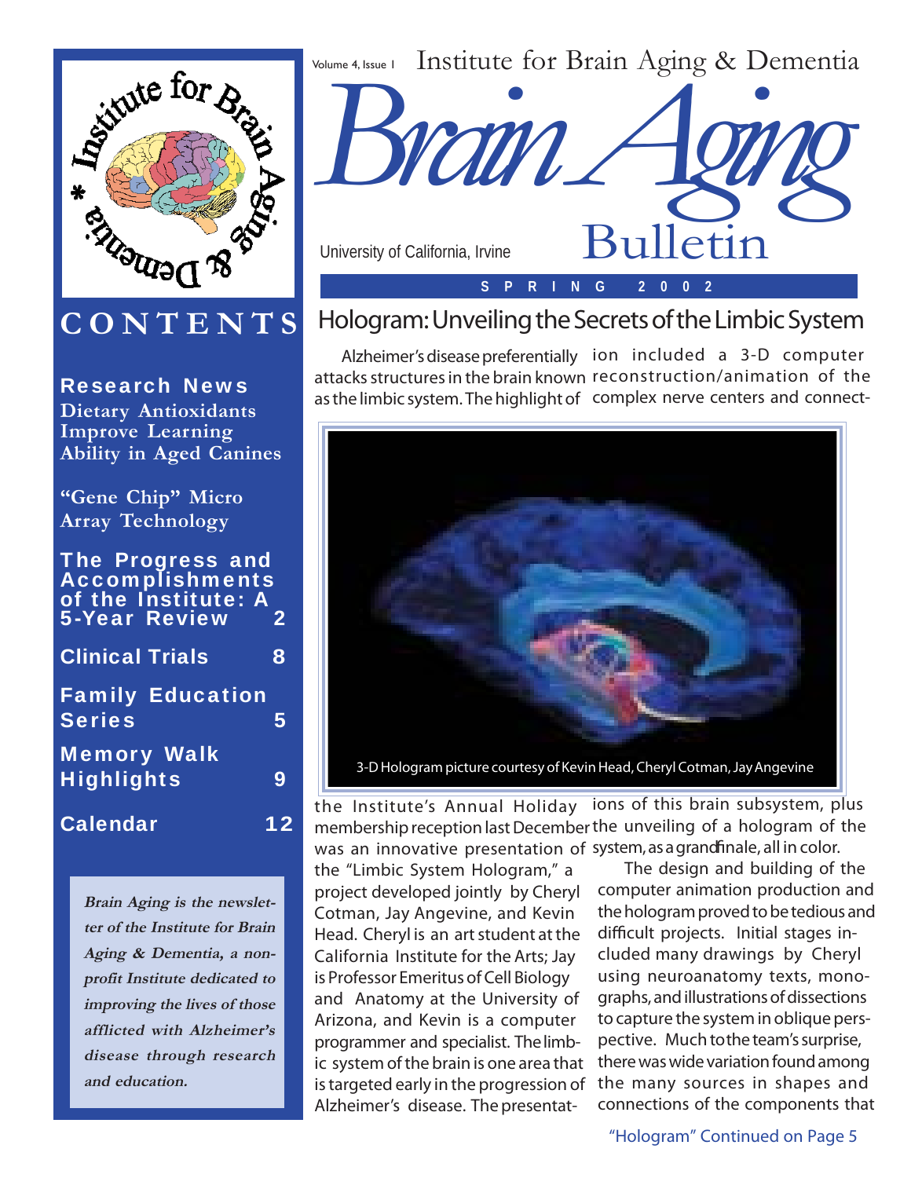Volume 4, Issue 1 Institute for Brain Aging & Dementia

# Brain Aging Bulletin

University of California, Irvine

SPRING 2002

## CONTENTS

**Research News**
Dietary Antioxidants Improve Learning Ability in Aged Canines

"Gene Chip" Micro Array Technology

**The Progress and Accomplishments of the Institute: A 5-Year Review** 2

**Clinical Trials** 8

**Family Education Series** 5

**Memory Walk Highlights** 9

**Calendar** 12

*Brain Aging is the newsletter of the Institute for Brain Aging & Dementia, a non-profit Institute dedicated to improving the lives of those afflicted with Alzheimer's disease through research and education.*

## Hologram: Unveiling the Secrets of the Limbic System

Alzheimer's disease preferentially attacks structures in the brain known as the limbic system. The highlight of the Institute's Annual Holiday membership reception last December was an innovative presentation of the "Limbic System Hologram," a project developed jointly by Cheryl Cotman, Jay Angevine, and Kevin Head. Cheryl is an art student at the California Institute for the Arts; Jay is Professor Emeritus of Cell Biology and Anatomy at the University of Arizona, and Kevin is a computer programmer and specialist. The limbic system of the brain is one area that is targeted early in the progression of Alzheimer's disease. The presentation included a 3-D computer reconstruction/animation of the complex nerve centers and connections of this brain subsystem, plus the unveiling of a hologram of the system, as a grand finale, all in color.

3-D Hologram picture courtesy of Kevin Head, Cheryl Cotman, Jay Angevine

The design and building of the computer animation production and the hologram proved to be tedious and difficult projects. Initial stages included many drawings by Cheryl using neuroanatomy texts, monographs, and illustrations of dissections to capture the system in oblique perspective. Much to the team's surprise, there was wide variation found among the many sources in shapes and connections of the components that

"Hologram" Continued on Page 5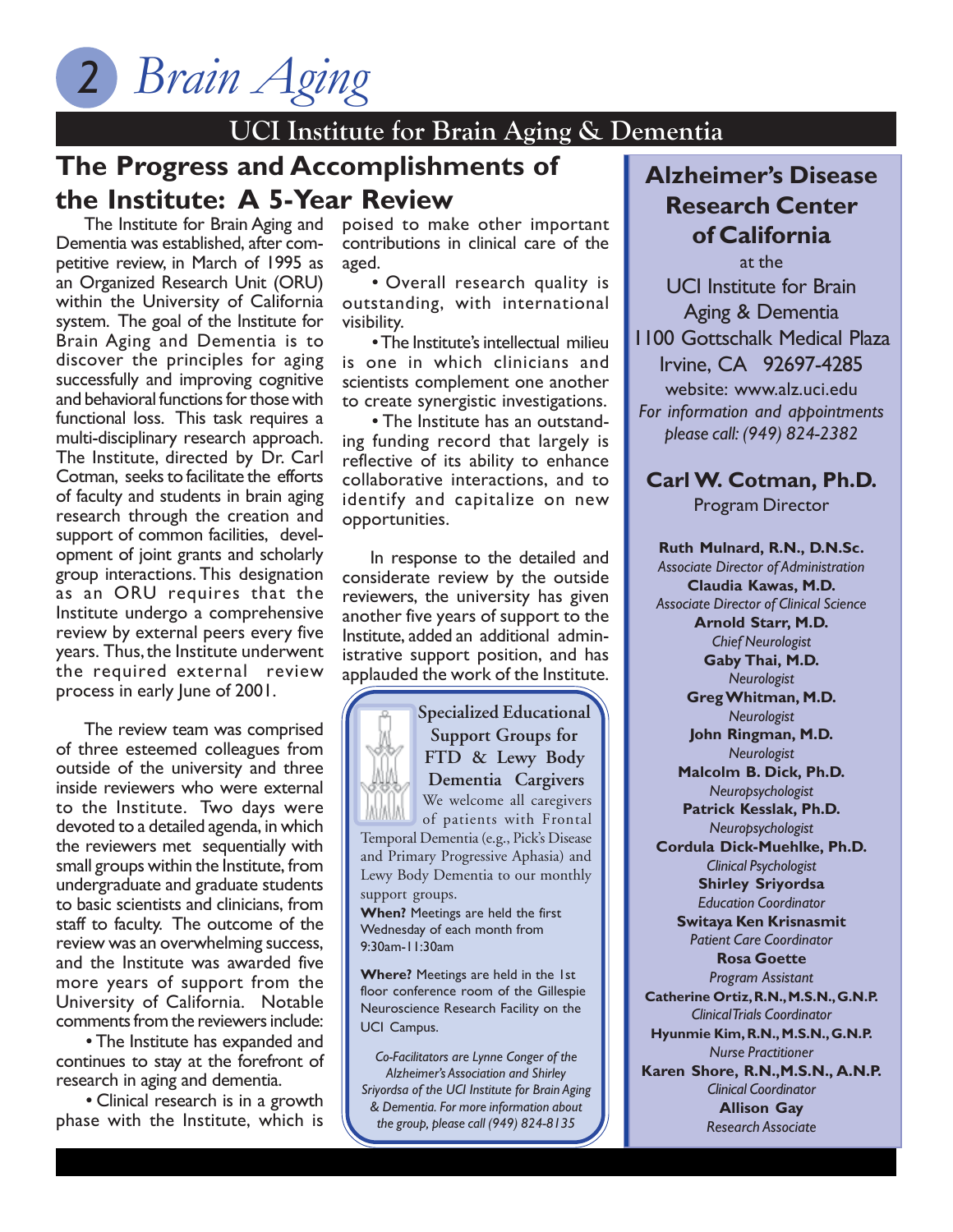## UCI Institute for Brain Aging & Dementia

# The Progress and Accomplishments of the Institute: A 5-Year Review

The Institute for Brain Aging and Dementia was established, after competitive review, in March of 1995 as an Organized Research Unit (ORU) within the University of California system. The goal of the Institute for Brain Aging and Dementia is to discover the principles for aging successfully and improving cognitive and behavioral functions for those with functional loss. This task requires a multi-disciplinary research approach. The Institute, directed by Dr. Carl Cotman, seeks to facilitate the efforts of faculty and students in brain aging research through the creation and support of common facilities, development of joint grants and scholarly group interactions. This designation as an ORU requires that the Institute undergo a comprehensive review by external peers every five years. Thus, the Institute underwent the required external review process in early June of 2001.

The review team was comprised of three esteemed colleagues from outside of the university and three inside reviewers who were external to the Institute. Two days were devoted to a detailed agenda, in which the reviewers met sequentially with small groups within the Institute, from undergraduate and graduate students to basic scientists and clinicians, from staff to faculty. The outcome of the review was an overwhelming success, and the Institute was awarded five more years of support from the University of California. Notable comments from the reviewers include:

- The Institute has expanded and continues to stay at the forefront of research in aging and dementia.
- Clinical research is in a growth phase with the Institute, which is poised to make other important contributions in clinical care of the aged.
- Overall research quality is outstanding, with international visibility.
- The Institute's intellectual milieu is one in which clinicians and scientists complement one another to create synergistic investigations.
- The Institute has an outstanding funding record that largely is reflective of its ability to enhance collaborative interactions, and to identify and capitalize on new opportunities.

In response to the detailed and considerate review by the outside reviewers, the university has given another five years of support to the Institute, added an additional administrative support position, and has applauded the work of the Institute.

### Specialized Educational Support Groups for FTD & Lewy Body Dementia Cargivers

We welcome all caregivers of patients with Frontal Temporal Dementia (e.g., Pick's Disease and Primary Progressive Aphasia) and Lewy Body Dementia to our monthly support groups.

**When?** Meetings are held the first Wednesday of each month from 9:30am-11:30am

**Where?** Meetings are held in the 1st floor conference room of the Gillespie Neuroscience Research Facility on the UCI Campus.

*Co-Facilitators are Lynne Conger of the Alzheimer's Association and Shirley Sriyordsa of the UCI Institute for Brain Aging & Dementia. For more information about the group, please call (949) 824-8135*

### Alzheimer's Disease Research Center of California

at the

UCI Institute for Brain Aging & Dementia
1100 Gottschalk Medical Plaza
Irvine, CA 92697-4285
website: www.alz.uci.edu

*For information and appointments please call: (949) 824-2382*

**Carl W. Cotman, Ph.D.**
Program Director

**Ruth Mulnard, R.N., D.N.Sc.**
*Associate Director of Administration*

**Claudia Kawas, M.D.**
*Associate Director of Clinical Science*

**Arnold Starr, M.D.**
*Chief Neurologist*

**Gaby Thai, M.D.**
*Neurologist*

**Greg Whitman, M.D.**
*Neurologist*

**John Ringman, M.D.**
*Neurologist*

**Malcolm B. Dick, Ph.D.**
*Neuropsychologist*

**Patrick Kesslak, Ph.D.**
*Neuropsychologist*

**Cordula Dick-Muehlke, Ph.D.**
*Clinical Psychologist*

**Shirley Sriyordsa**
*Education Coordinator*

**Switaya Ken Krisnasmit**
*Patient Care Coordinator*

**Rosa Goette**
*Program Assistant*

**Catherine Ortiz, R.N., M.S.N., G.N.P.**
*Clinical Trials Coordinator*

**Hyunmie Kim, R.N., M.S.N., G.N.P.**
*Nurse Practitioner*

**Karen Shore, R.N., M.S.N., A.N.P.**
*Clinical Coordinator*

**Allison Gay**
*Research Associate*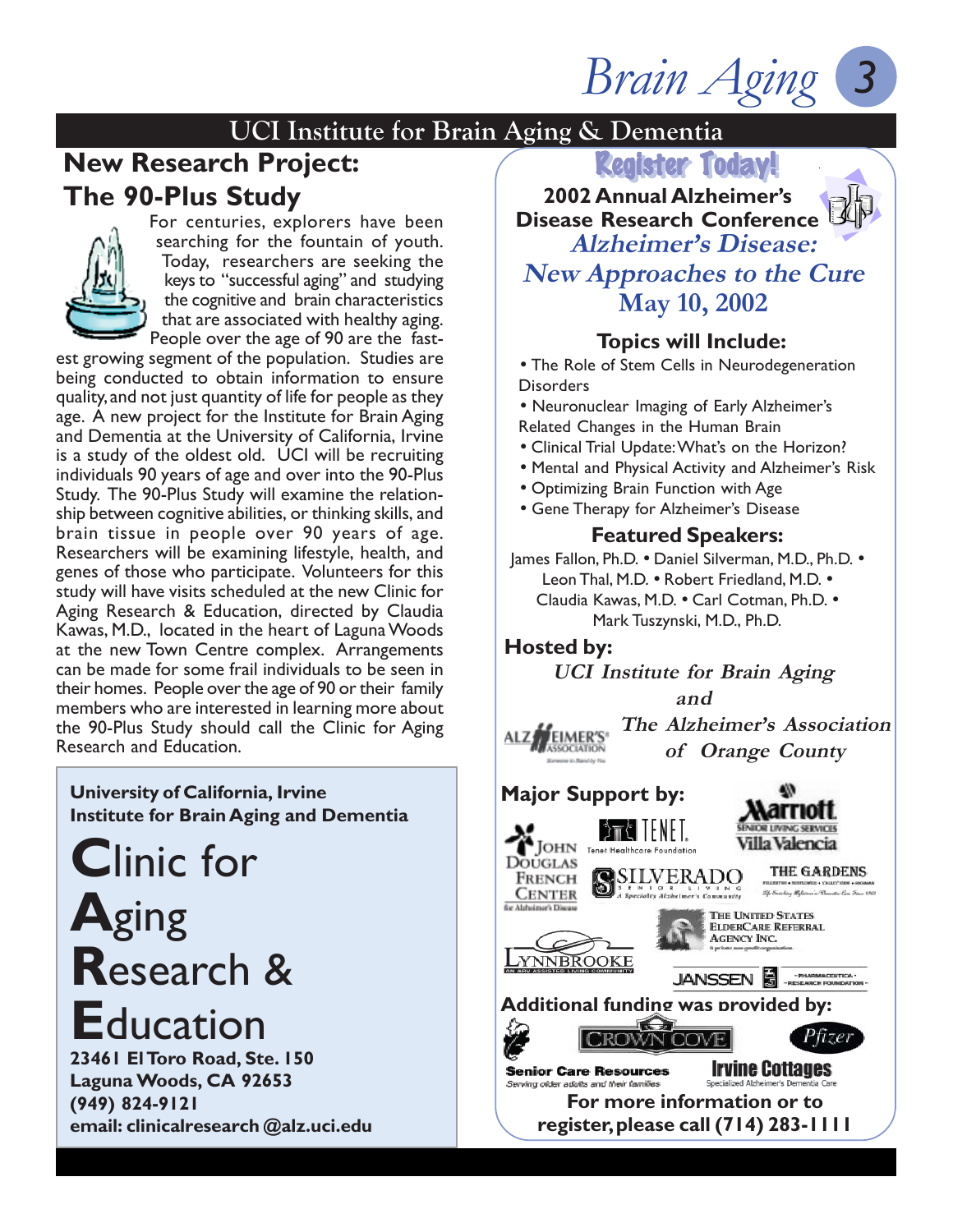## UCI Institute for Brain Aging & Dementia

## New Research Project: The 90-Plus Study

For centuries, explorers have been searching for the fountain of youth. Today, researchers are seeking the keys to "successful aging" and studying the cognitive and brain characteristics that are associated with healthy aging. People over the age of 90 are the fastest growing segment of the population. Studies are being conducted to obtain information to ensure quality, and not just quantity of life for people as they age. A new project for the Institute for Brain Aging and Dementia at the University of California, Irvine is a study of the oldest old. UCI will be recruiting individuals 90 years of age and over into the 90-Plus Study. The 90-Plus Study will examine the relationship between cognitive abilities, or thinking skills, and brain tissue in people over 90 years of age. Researchers will be examining lifestyle, health, and genes of those who participate. Volunteers for this study will have visits scheduled at the new Clinic for Aging Research & Education, directed by Claudia Kawas, M.D., located in the heart of Laguna Woods at the new Town Centre complex. Arrangements can be made for some frail individuals to be seen in their homes. People over the age of 90 or their family members who are interested in learning more about the 90-Plus Study should call the Clinic for Aging Research and Education.

**University of California, Irvine**
**Institute for Brain Aging and Dementia**

# Clinic for Aging Research & Education

**23461 El Toro Road, Ste. 150**
**Laguna Woods, CA 92653**
**(949) 824-9121**
**email: clinicalresearch@alz.uci.edu**

## Register Today!

**2002 Annual Alzheimer's Disease Research Conference**

***Alzheimer's Disease: New Approaches to the Cure***

**May 10, 2002**

### Topics will Include:

- The Role of Stem Cells in Neurodegeneration Disorders
- Neuronuclear Imaging of Early Alzheimer's Related Changes in the Human Brain
- Clinical Trial Update: What's on the Horizon?
- Mental and Physical Activity and Alzheimer's Risk
- Optimizing Brain Function with Age
- Gene Therapy for Alzheimer's Disease

### Featured Speakers:

James Fallon, Ph.D. • Daniel Silverman, M.D., Ph.D. • Leon Thal, M.D. • Robert Friedland, M.D. • Claudia Kawas, M.D. • Carl Cotman, Ph.D. • Mark Tuszynski, M.D., Ph.D.

### Hosted by:

*UCI Institute for Brain Aging*
*and*
*The Alzheimer's Association of Orange County*

### Major Support by:

John Douglas French Center for Alzheimer's Disease • Tenet Healthcare Foundation • Marriott Senior Living Services Villa Valencia • Silverado Senior Living • The Gardens • The United States ElderCare Referral Agency Inc. • Lynnbrooke • Janssen Pharmaceutica Research Foundation

### Additional funding was provided by:

Senior Care Resources • Crown Cove • Pfizer • Irvine Cottages

**For more information or to register, please call (714) 283-1111**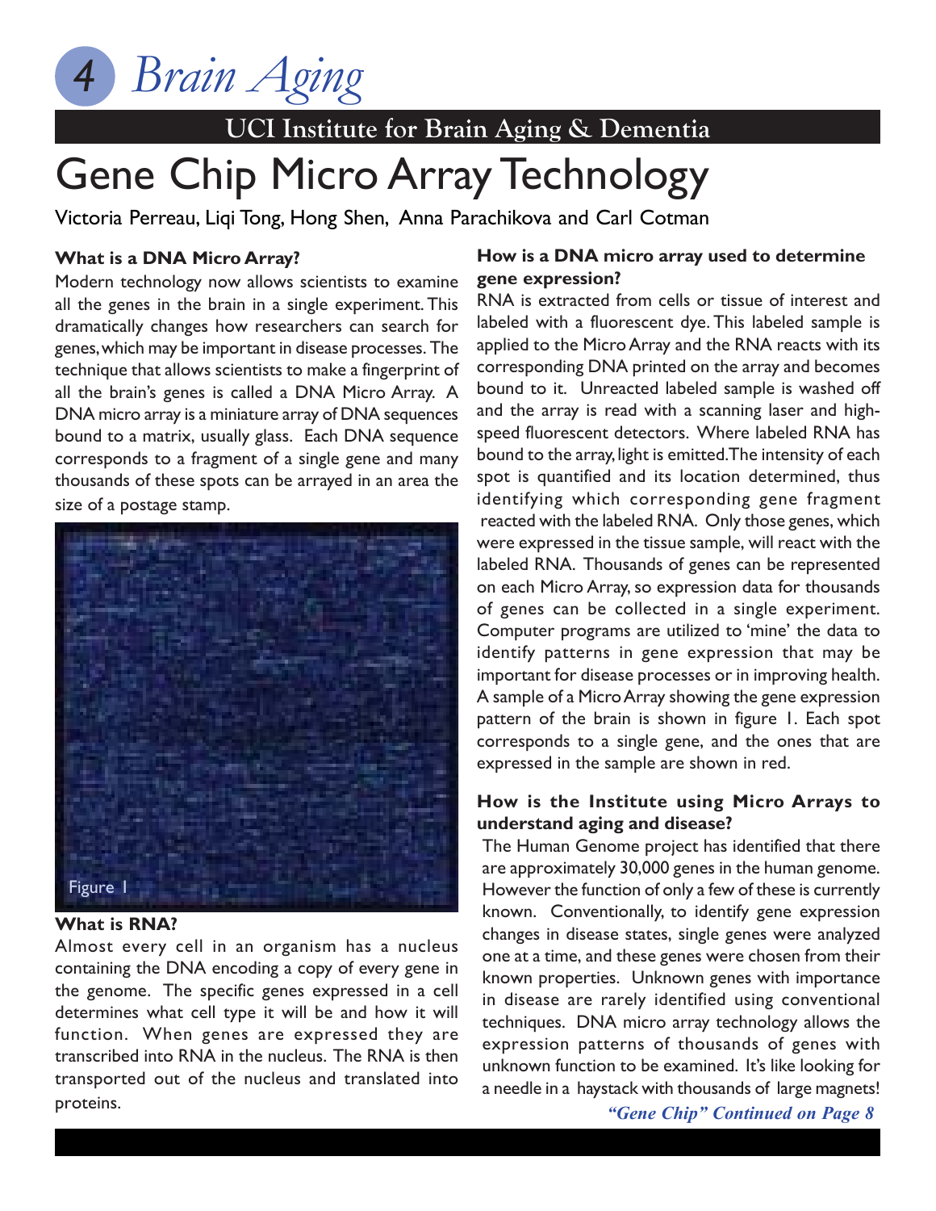# Brain Aging

## UCI Institute for Brain Aging & Dementia

# Gene Chip Micro Array Technology

Victoria Perreau, Liqi Tong, Hong Shen, Anna Parachikova and Carl Cotman

### What is a DNA Micro Array?

Modern technology now allows scientists to examine all the genes in the brain in a single experiment. This dramatically changes how researchers can search for genes, which may be important in disease processes. The technique that allows scientists to make a fingerprint of all the brain's genes is called a DNA Micro Array. A DNA micro array is a miniature array of DNA sequences bound to a matrix, usually glass. Each DNA sequence corresponds to a fragment of a single gene and many thousands of these spots can be arrayed in an area the size of a postage stamp.

Figure 1

### What is RNA?

Almost every cell in an organism has a nucleus containing the DNA encoding a copy of every gene in the genome. The specific genes expressed in a cell determines what cell type it will be and how it will function. When genes are expressed they are transcribed into RNA in the nucleus. The RNA is then transported out of the nucleus and translated into proteins.

### How is a DNA micro array used to determine gene expression?

RNA is extracted from cells or tissue of interest and labeled with a fluorescent dye. This labeled sample is applied to the Micro Array and the RNA reacts with its corresponding DNA printed on the array and becomes bound to it. Unreacted labeled sample is washed off and the array is read with a scanning laser and high-speed fluorescent detectors. Where labeled RNA has bound to the array, light is emitted. The intensity of each spot is quantified and its location determined, thus identifying which corresponding gene fragment reacted with the labeled RNA. Only those genes, which were expressed in the tissue sample, will react with the labeled RNA. Thousands of genes can be represented on each Micro Array, so expression data for thousands of genes can be collected in a single experiment. Computer programs are utilized to 'mine' the data to identify patterns in gene expression that may be important for disease processes or in improving health. A sample of a Micro Array showing the gene expression pattern of the brain is shown in figure 1. Each spot corresponds to a single gene, and the ones that are expressed in the sample are shown in red.

### How is the Institute using Micro Arrays to understand aging and disease?

The Human Genome project has identified that there are approximately 30,000 genes in the human genome. However the function of only a few of these is currently known. Conventionally, to identify gene expression changes in disease states, single genes were analyzed one at a time, and these genes were chosen from their known properties. Unknown genes with importance in disease are rarely identified using conventional techniques. DNA micro array technology allows the expression patterns of thousands of genes with unknown function to be examined. It's like looking for a needle in a haystack with thousands of large magnets!

***"Gene Chip" Continued on Page 8***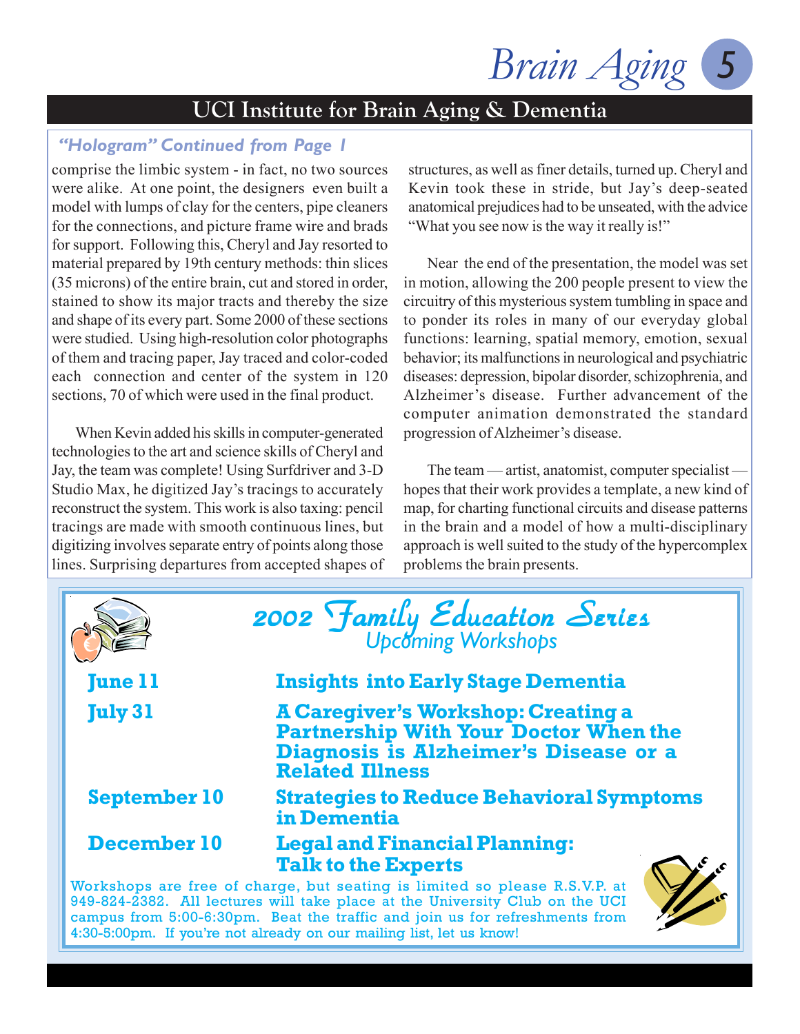## UCI Institute for Brain Aging & Dementia

### *"Hologram" Continued from Page 1*

comprise the limbic system - in fact, no two sources were alike. At one point, the designers even built a model with lumps of clay for the centers, pipe cleaners for the connections, and picture frame wire and brads for support. Following this, Cheryl and Jay resorted to material prepared by 19th century methods: thin slices (35 microns) of the entire brain, cut and stored in order, stained to show its major tracts and thereby the size and shape of its every part. Some 2000 of these sections were studied. Using high-resolution color photographs of them and tracing paper, Jay traced and color-coded each connection and center of the system in 120 sections, 70 of which were used in the final product.

When Kevin added his skills in computer-generated technologies to the art and science skills of Cheryl and Jay, the team was complete! Using Surfdriver and 3-D Studio Max, he digitized Jay's tracings to accurately reconstruct the system. This work is also taxing: pencil tracings are made with smooth continuous lines, but digitizing involves separate entry of points along those lines. Surprising departures from accepted shapes of structures, as well as finer details, turned up. Cheryl and Kevin took these in stride, but Jay's deep-seated anatomical prejudices had to be unseated, with the advice "What you see now is the way it really is!"

Near the end of the presentation, the model was set in motion, allowing the 200 people present to view the circuitry of this mysterious system tumbling in space and to ponder its roles in many of our everyday global functions: learning, spatial memory, emotion, sexual behavior; its malfunctions in neurological and psychiatric diseases: depression, bipolar disorder, schizophrenia, and Alzheimer's disease. Further advancement of the computer animation demonstrated the standard progression of Alzheimer's disease.

The team — artist, anatomist, computer specialist — hopes that their work provides a template, a new kind of map, for charting functional circuits and disease patterns in the brain and a model of how a multi-disciplinary approach is well suited to the study of the hypercomplex problems the brain presents.

## 2002 Family Education Series

### Upcoming Workshops

| | |
|---|---|
| **June 11** | **Insights into Early Stage Dementia** |
| **July 31** | **A Caregiver's Workshop: Creating a Partnership With Your Doctor When the Diagnosis is Alzheimer's Disease or a Related Illness** |
| **September 10** | **Strategies to Reduce Behavioral Symptoms in Dementia** |
| **December 10** | **Legal and Financial Planning: Talk to the Experts** |

Workshops are free of charge, but seating is limited so please R.S.V.P. at 949-824-2382. All lectures will take place at the University Club on the UCI campus from 5:00-6:30pm. Beat the traffic and join us for refreshments from 4:30-5:00pm. If you're not already on our mailing list, let us know!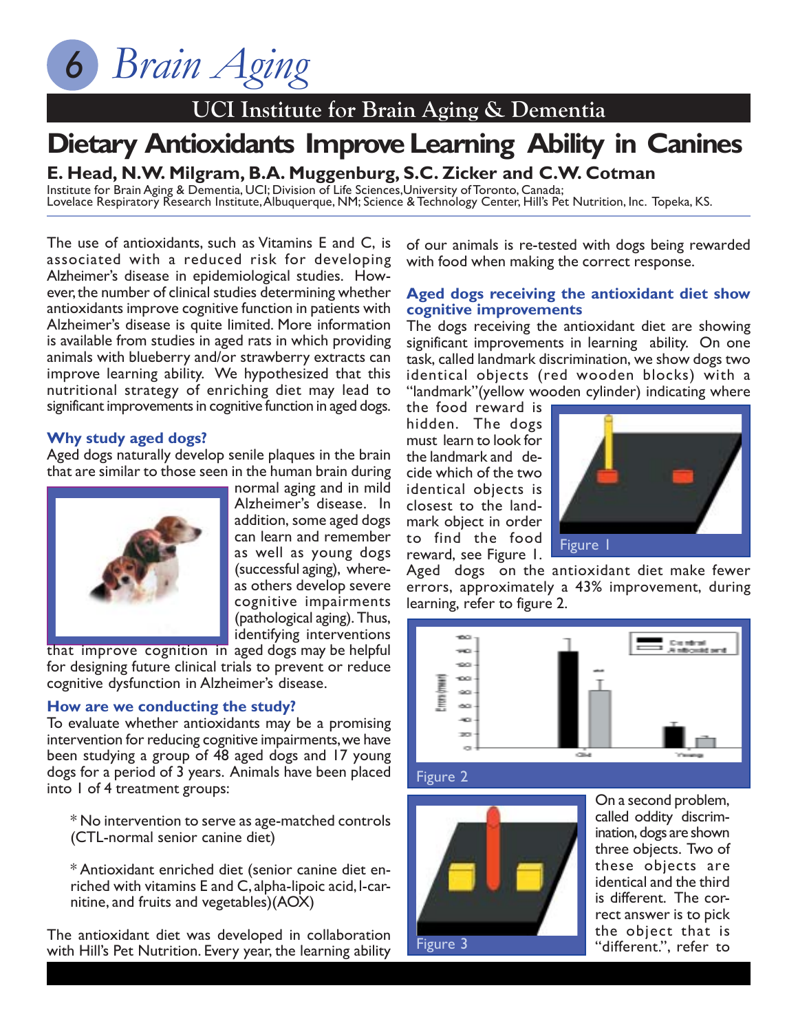# Brain Aging

## UCI Institute for Brain Aging & Dementia

# Dietary Antioxidants Improve Learning Ability in Canines

**E. Head, N.W. Milgram, B.A. Muggenburg, S.C. Zicker and C.W. Cotman**

Institute for Brain Aging & Dementia, UCI; Division of Life Sciences,University of Toronto, Canada; Lovelace Respiratory Research Institute, Albuquerque, NM; Science & Technology Center, Hill's Pet Nutrition, Inc. Topeka, KS.

The use of antioxidants, such as Vitamins E and C, is associated with a reduced risk for developing Alzheimer's disease in epidemiological studies. However, the number of clinical studies determining whether antioxidants improve cognitive function in patients with Alzheimer's disease is quite limited. More information is available from studies in aged rats in which providing animals with blueberry and/or strawberry extracts can improve learning ability. We hypothesized that this nutritional strategy of enriching diet may lead to significant improvements in cognitive function in aged dogs.

### Why study aged dogs?

Aged dogs naturally develop senile plaques in the brain that are similar to those seen in the human brain during normal aging and in mild Alzheimer's disease. In addition, some aged dogs can learn and remember as well as young dogs (successful aging), whereas others develop severe cognitive impairments (pathological aging). Thus, identifying interventions that improve cognition in aged dogs may be helpful for designing future clinical trials to prevent or reduce cognitive dysfunction in Alzheimer's disease.

### How are we conducting the study?

To evaluate whether antioxidants may be a promising intervention for reducing cognitive impairments, we have been studying a group of 48 aged dogs and 17 young dogs for a period of 3 years. Animals have been placed into 1 of 4 treatment groups:

* No intervention to serve as age-matched controls (CTL-normal senior canine diet)

* Antioxidant enriched diet (senior canine diet enriched with vitamins E and C, alpha-lipoic acid, l-carnitine, and fruits and vegetables)(AOX)

The antioxidant diet was developed in collaboration with Hill's Pet Nutrition. Every year, the learning ability of our animals is re-tested with dogs being rewarded with food when making the correct response.

### Aged dogs receiving the antioxidant diet show cognitive improvements

The dogs receiving the antioxidant diet are showing significant improvements in learning ability. On one task, called landmark discrimination, we show dogs two identical objects (red wooden blocks) with a "landmark"(yellow wooden cylinder) indicating where the food reward is hidden. The dogs must learn to look for the landmark and decide which of the two identical objects is closest to the landmark object in order to find the food reward, see Figure 1.

Figure 1

Aged dogs on the antioxidant diet make fewer errors, approximately a 43% improvement, during learning, refer to figure 2.

Figure 2

On a second problem, called oddity discrimination, dogs are shown three objects. Two of these objects are identical and the third is different. The correct answer is to pick the object that is "different.", refer to

Figure 3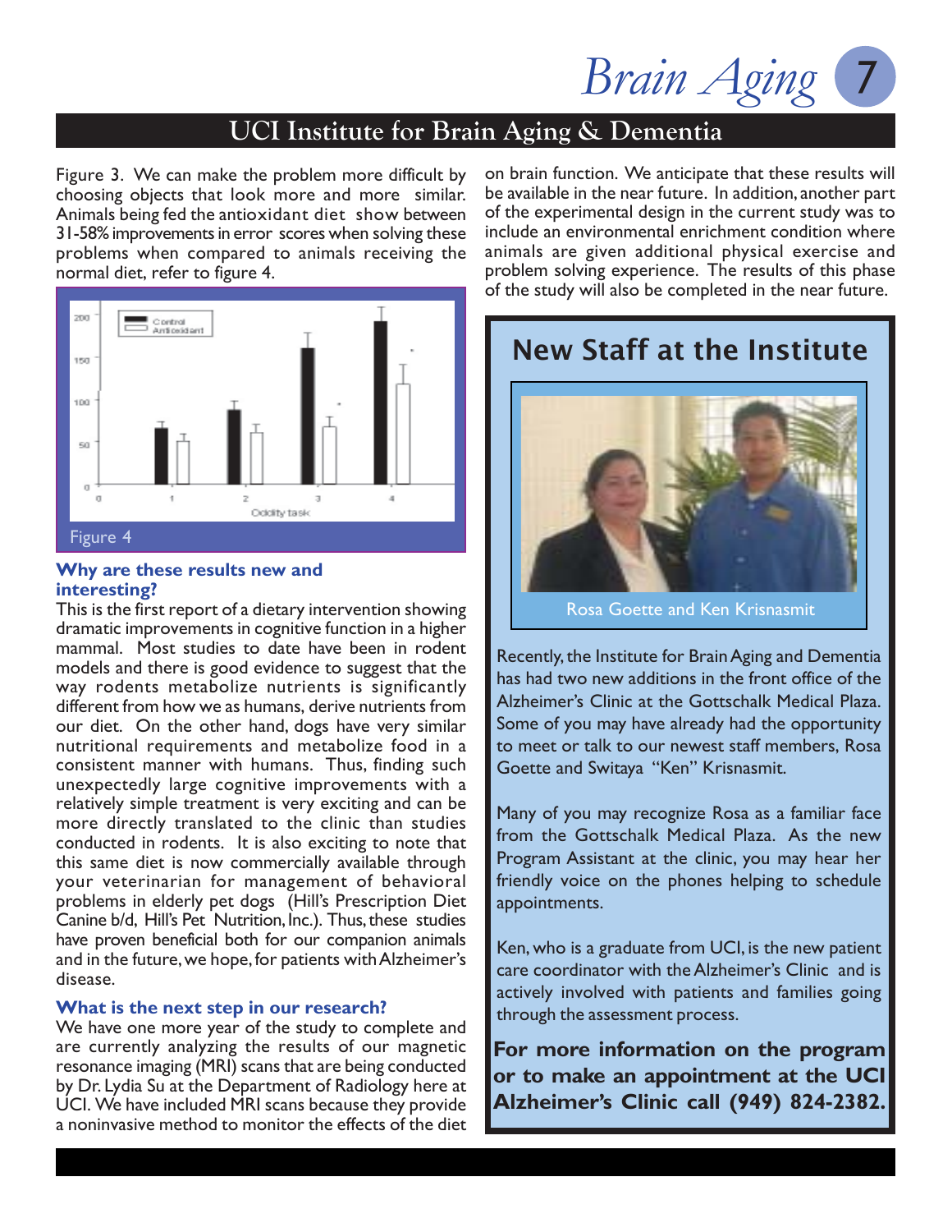## UCI Institute for Brain Aging & Dementia

Figure 3. We can make the problem more difficult by choosing objects that look more and more similar. Animals being fed the antioxidant diet show between 31-58% improvements in error scores when solving these problems when compared to animals receiving the normal diet, refer to figure 4.

Figure 4

### Why are these results new and interesting?

This is the first report of a dietary intervention showing dramatic improvements in cognitive function in a higher mammal. Most studies to date have been in rodent models and there is good evidence to suggest that the way rodents metabolize nutrients is significantly different from how we as humans, derive nutrients from our diet. On the other hand, dogs have very similar nutritional requirements and metabolize food in a consistent manner with humans. Thus, finding such unexpectedly large cognitive improvements with a relatively simple treatment is very exciting and can be more directly translated to the clinic than studies conducted in rodents. It is also exciting to note that this same diet is now commercially available through your veterinarian for management of behavioral problems in elderly pet dogs (Hill's Prescription Diet Canine b/d, Hill's Pet Nutrition, Inc.). Thus, these studies have proven beneficial both for our companion animals and in the future, we hope, for patients with Alzheimer's disease.

### What is the next step in our research?

We have one more year of the study to complete and are currently analyzing the results of our magnetic resonance imaging (MRI) scans that are being conducted by Dr. Lydia Su at the Department of Radiology here at UCI. We have included MRI scans because they provide a noninvasive method to monitor the effects of the diet on brain function. We anticipate that these results will be available in the near future. In addition, another part of the experimental design in the current study was to include an environmental enrichment condition where animals are given additional physical exercise and problem solving experience. The results of this phase of the study will also be completed in the near future.

## New Staff at the Institute

Rosa Goette and Ken Krisnasmit

Recently, the Institute for Brain Aging and Dementia has had two new additions in the front office of the Alzheimer's Clinic at the Gottschalk Medical Plaza. Some of you may have already had the opportunity to meet or talk to our newest staff members, Rosa Goette and Switaya "Ken" Krisnasmit.

Many of you may recognize Rosa as a familiar face from the Gottschalk Medical Plaza. As the new Program Assistant at the clinic, you may hear her friendly voice on the phones helping to schedule appointments.

Ken, who is a graduate from UCI, is the new patient care coordinator with the Alzheimer's Clinic and is actively involved with patients and families going through the assessment process.

**For more information on the program or to make an appointment at the UCI Alzheimer's Clinic call (949) 824-2382.**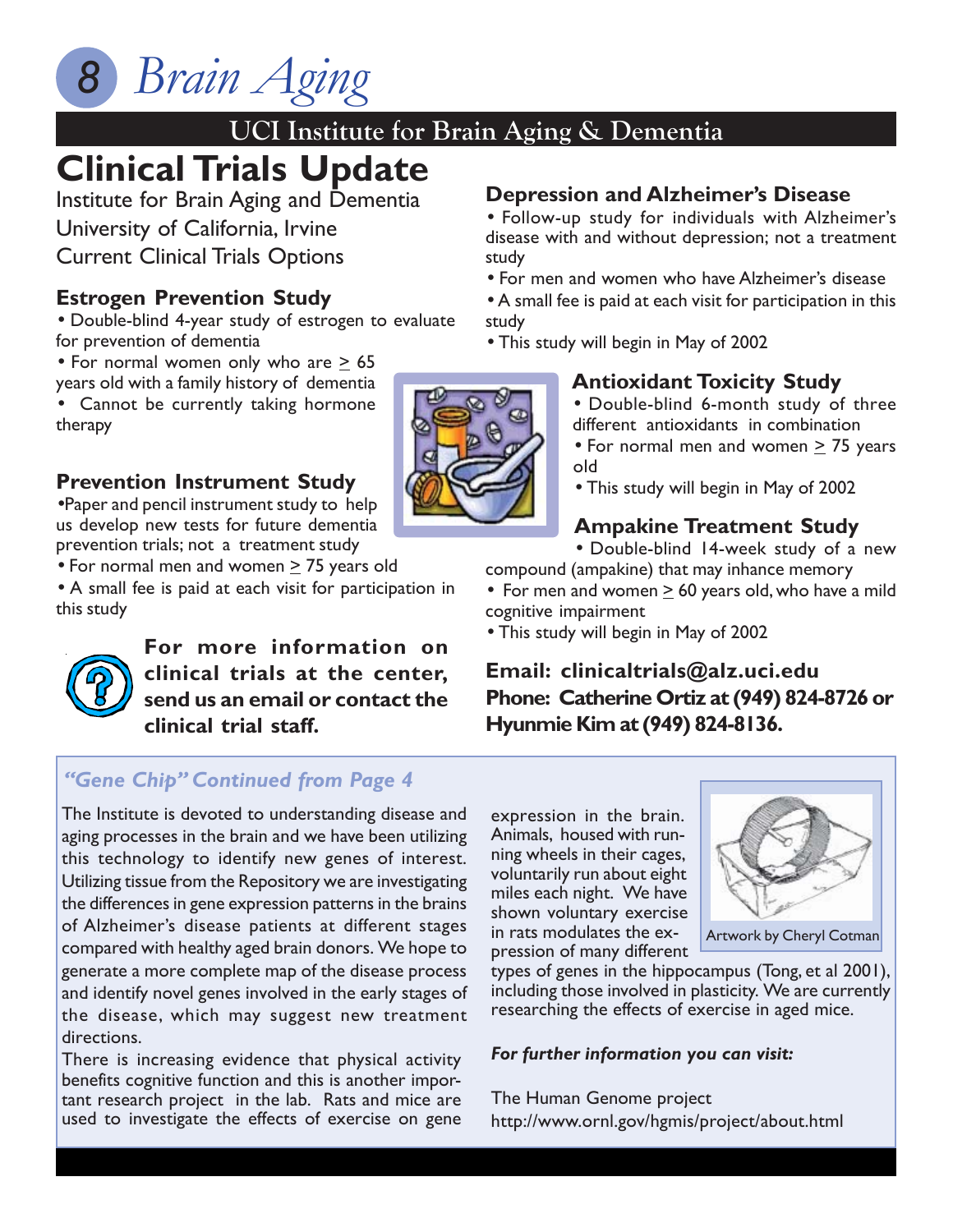# UCI Institute for Brain Aging & Dementia

## Clinical Trials Update

Institute for Brain Aging and Dementia
University of California, Irvine
Current Clinical Trials Options

### Estrogen Prevention Study

- Double-blind 4-year study of estrogen to evaluate for prevention of dementia
- For normal women only who are ≥ 65 years old with a family history of dementia
- Cannot be currently taking hormone therapy

### Prevention Instrument Study

- Paper and pencil instrument study to help us develop new tests for future dementia prevention trials; not a treatment study
- For normal men and women ≥ 75 years old
- A small fee is paid at each visit for participation in this study

**For more information on clinical trials at the center, send us an email or contact the clinical trial staff.**

### Depression and Alzheimer's Disease

- Follow-up study for individuals with Alzheimer's disease with and without depression; not a treatment study
- For men and women who have Alzheimer's disease
- A small fee is paid at each visit for participation in this study
- This study will begin in May of 2002

### Antioxidant Toxicity Study

- Double-blind 6-month study of three different antioxidants in combination
- For normal men and women ≥ 75 years old
- This study will begin in May of 2002

### Ampakine Treatment Study

- Double-blind 14-week study of a new compound (ampakine) that may inhance memory
- For men and women ≥ 60 years old, who have a mild cognitive impairment
- This study will begin in May of 2002

**Email: clinicaltrials@alz.uci.edu**
**Phone: Catherine Ortiz at (949) 824-8726 or Hyunmie Kim at (949) 824-8136.**

### *"Gene Chip" Continued from Page 4*

The Institute is devoted to understanding disease and aging processes in the brain and we have been utilizing this technology to identify new genes of interest. Utilizing tissue from the Repository we are investigating the differences in gene expression patterns in the brains of Alzheimer's disease patients at different stages compared with healthy aged brain donors. We hope to generate a more complete map of the disease process and identify novel genes involved in the early stages of the disease, which may suggest new treatment directions.

There is increasing evidence that physical activity benefits cognitive function and this is another important research project in the lab. Rats and mice are used to investigate the effects of exercise on gene expression in the brain. Animals, housed with running wheels in their cages, voluntarily run about eight miles each night. We have shown voluntary exercise in rats modulates the expression of many different types of genes in the hippocampus (Tong, et al 2001), including those involved in plasticity. We are currently researching the effects of exercise in aged mice.

Artwork by Cheryl Cotman

***For further information you can visit:***

The Human Genome project
http://www.ornl.gov/hgmis/project/about.html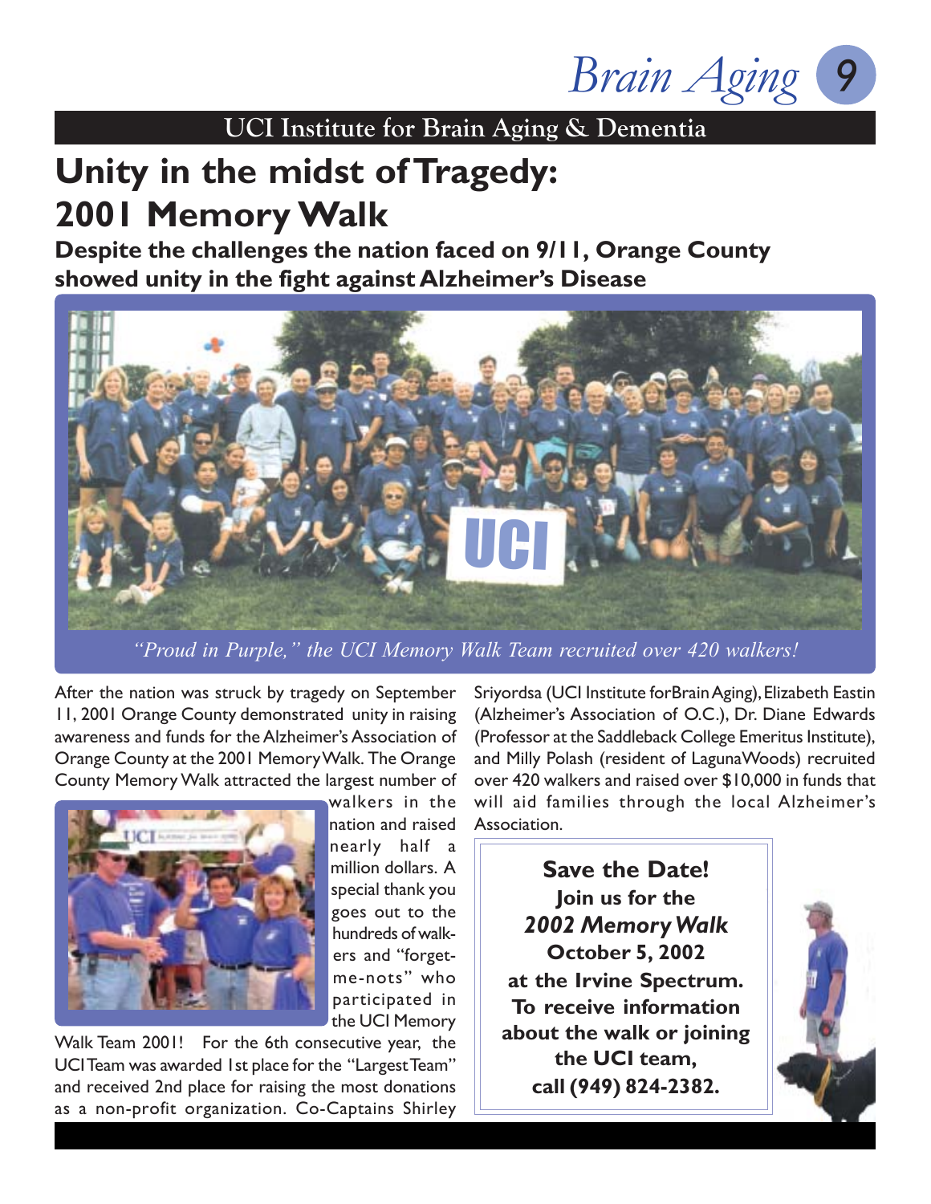## UCI Institute for Brain Aging & Dementia

# Unity in the midst of Tragedy: 2001 Memory Walk

**Despite the challenges the nation faced on 9/11, Orange County showed unity in the fight against Alzheimer's Disease**

*"Proud in Purple," the UCI Memory Walk Team recruited over 420 walkers!*

After the nation was struck by tragedy on September 11, 2001 Orange County demonstrated unity in raising awareness and funds for the Alzheimer's Association of Orange County at the 2001 Memory Walk. The Orange County Memory Walk attracted the largest number of walkers in the nation and raised nearly half a million dollars. A special thank you goes out to the hundreds of walkers and "forget-me-nots" who participated in the UCI Memory Walk Team 2001! For the 6th consecutive year, the UCI Team was awarded 1st place for the "Largest Team" and received 2nd place for raising the most donations as a non-profit organization. Co-Captains Shirley Sriyordsa (UCI Institute for Brain Aging), Elizabeth Eastin (Alzheimer's Association of O.C.), Dr. Diane Edwards (Professor at the Saddleback College Emeritus Institute), and Milly Polash (resident of Laguna Woods) recruited over 420 walkers and raised over $10,000 in funds that will aid families through the local Alzheimer's Association.

**Save the Date!**
**Join us for the**
***2002 Memory Walk***
**October 5, 2002**
**at the Irvine Spectrum.**
**To receive information about the walk or joining the UCI team,**
**call (949) 824-2382.**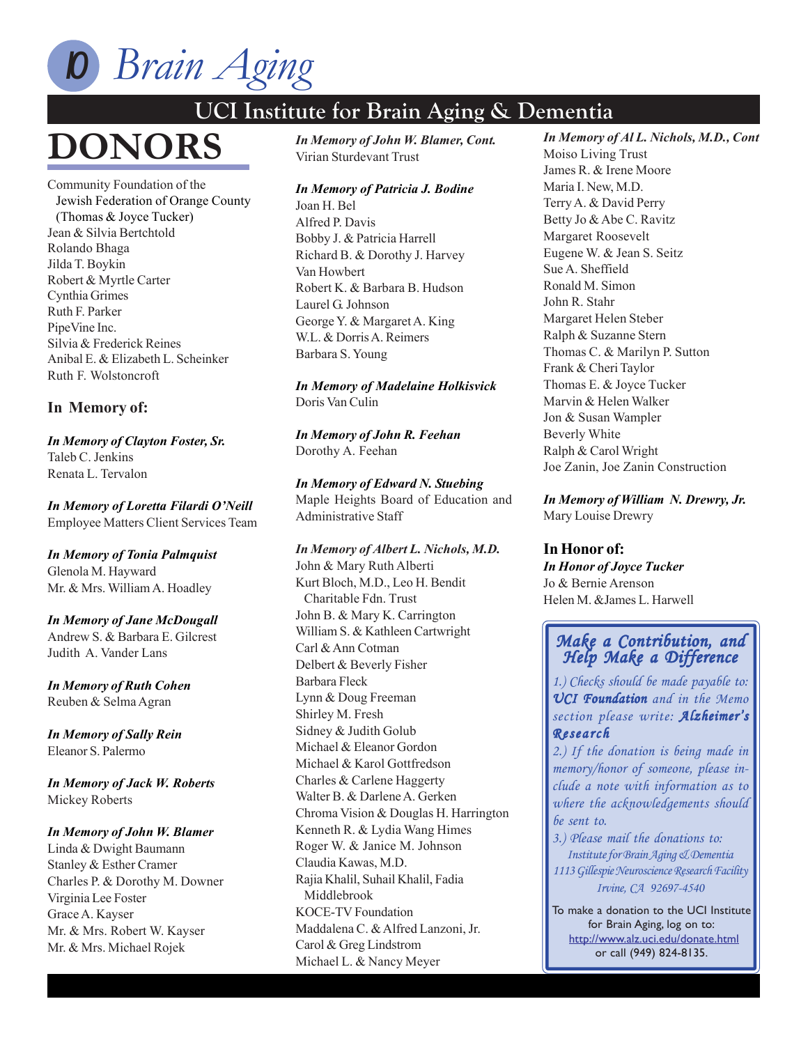# DONORS

Community Foundation of the Jewish Federation of Orange County (Thomas & Joyce Tucker)
Jean & Silvia Bertchtold
Rolando Bhaga
Jilda T. Boykin
Robert & Myrtle Carter
Cynthia Grimes
Ruth F. Parker
PipeVine Inc.
Silvia & Frederick Reines
Anibal E. & Elizabeth L. Scheinker
Ruth F. Wolstoncroft

## In Memory of:

***In Memory of Clayton Foster, Sr.***
Taleb C. Jenkins
Renata L. Tervalon

***In Memory of Loretta Filardi O'Neill***
Employee Matters Client Services Team

***In Memory of Tonia Palmquist***
Glenola M. Hayward
Mr. & Mrs. William A. Hoadley

***In Memory of Jane McDougall***
Andrew S. & Barbara E. Gilcrest
Judith A. Vander Lans

***In Memory of Ruth Cohen***
Reuben & Selma Agran

***In Memory of Sally Rein***
Eleanor S. Palermo

***In Memory of Jack W. Roberts***
Mickey Roberts

***In Memory of John W. Blamer***
Linda & Dwight Baumann
Stanley & Esther Cramer
Charles P. & Dorothy M. Downer
Virginia Lee Foster
Grace A. Kayser
Mr. & Mrs. Robert W. Kayser
Mr. & Mrs. Michael Rojek

***In Memory of John W. Blamer, Cont.***
Virian Sturdevant Trust

***In Memory of Patricia J. Bodine***
Joan H. Bel
Alfred P. Davis
Bobby J. & Patricia Harrell
Richard B. & Dorothy J. Harvey
Van Howbert
Robert K. & Barbara B. Hudson
Laurel G. Johnson
George Y. & Margaret A. King
W.L. & Dorris A. Reimers
Barbara S. Young

***In Memory of Madelaine Holkisvick***
Doris Van Culin

***In Memory of John R. Feehan***
Dorothy A. Feehan

***In Memory of Edward N. Stuebing***
Maple Heights Board of Education and Administrative Staff

***In Memory of Albert L. Nichols, M.D.***
John & Mary Ruth Alberti
Kurt Bloch, M.D., Leo H. Bendit Charitable Fdn. Trust
John B. & Mary K. Carrington
William S. & Kathleen Cartwright
Carl & Ann Cotman
Delbert & Beverly Fisher
Barbara Fleck
Lynn & Doug Freeman
Shirley M. Fresh
Sidney & Judith Golub
Michael & Eleanor Gordon
Michael & Karol Gottfredson
Charles & Carlene Haggerty
Walter B. & Darlene A. Gerken
Chroma Vision & Douglas H. Harrington
Kenneth R. & Lydia Wang Himes
Roger W. & Janice M. Johnson
Claudia Kawas, M.D.
Rajia Khalil, Suhail Khalil, Fadia Middlebrook
KOCE-TV Foundation
Maddalena C. & Alfred Lanzoni, Jr.
Carol & Greg Lindstrom
Michael L. & Nancy Meyer

***In Memory of Al L. Nichols, M.D., Cont***
Moiso Living Trust
James R. & Irene Moore
Maria I. New, M.D.
Terry A. & David Perry
Betty Jo & Abe C. Ravitz
Margaret Roosevelt
Eugene W. & Jean S. Seitz
Sue A. Sheffield
Ronald M. Simon
John R. Stahr
Margaret Helen Steber
Ralph & Suzanne Stern
Thomas C. & Marilyn P. Sutton
Frank & Cheri Taylor
Thomas E. & Joyce Tucker
Marvin & Helen Walker
Jon & Susan Wampler
Beverly White
Ralph & Carol Wright
Joe Zanin, Joe Zanin Construction

***In Memory of William N. Drewry, Jr.***
Mary Louise Drewry

## In Honor of:

***In Honor of Joyce Tucker***
Jo & Bernie Arenson
Helen M. &James L. Harwell

### *Make a Contribution, and Help Make a Difference*

*1.) Checks should be made payable to:* ***UCI Foundation*** *and in the Memo section please write:* ***Alzheimer's Research***

*2.) If the donation is being made in memory/honor of someone, please include a note with information as to where the acknowledgements should be sent to.*

*3.) Please mail the donations to:*
*Institute for Brain Aging & Dementia*
*1113 Gillespie Neuroscience Research Facility*
*Irvine, CA 92697-4540*

To make a donation to the UCI Institute for Brain Aging, log on to: http://www.alz.uci.edu/donate.html or call (949) 824-8135.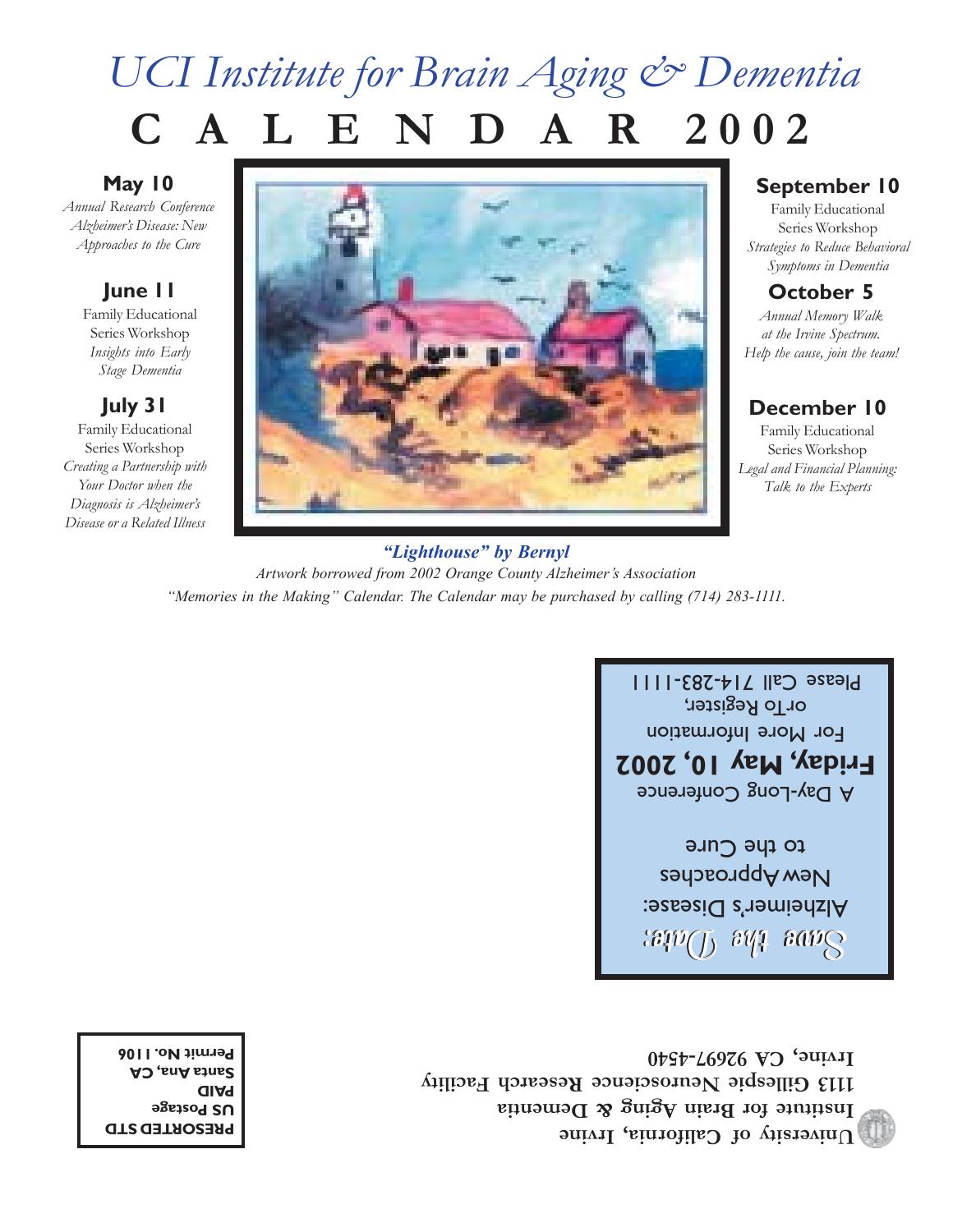# UCI Institute for Brain Aging & Dementia

# C A L E N D A R 2002

**May 10**
*Annual Research Conference Alzheimer's Disease: New Approaches to the Cure*

**June 11**
Family Educational Series Workshop
*Insights into Early Stage Dementia*

**July 31**
Family Educational Series Workshop
*Creating a Partnership with Your Doctor when the Diagnosis is Alzheimer's Disease or a Related Illness*

**September 10**
Family Educational Series Workshop
*Strategies to Reduce Behavioral Symptoms in Dementia*

**October 5**
*Annual Memory Walk at the Irvine Spectrum. Help the cause, join the team!*

**December 10**
Family Educational Series Workshop
*Legal and Financial Planning: Talk to the Experts*

***"Lighthouse" by Bernyl***

*Artwork borrowed from 2002 Orange County Alzheimer's Association "Memories in the Making" Calendar. The Calendar may be purchased by calling (714) 283-1111.*

*Save the Date:*

Alzheimer's Disease: New Approaches to the Cure

A Day-Long Conference

**Friday, May 10, 2002**

For More Information or To Register, Please Call 714-283-1111

**University of California, Irvine**
**Institute for Brain Aging & Dementia**
**1113 Gillespie Neuroscience Research Facility**
**Irvine, CA 92697-4540**

**PRESORTED STD**
**US Postage**
**PAID**
**Santa Ana, CA**
**Permit No. 1106**